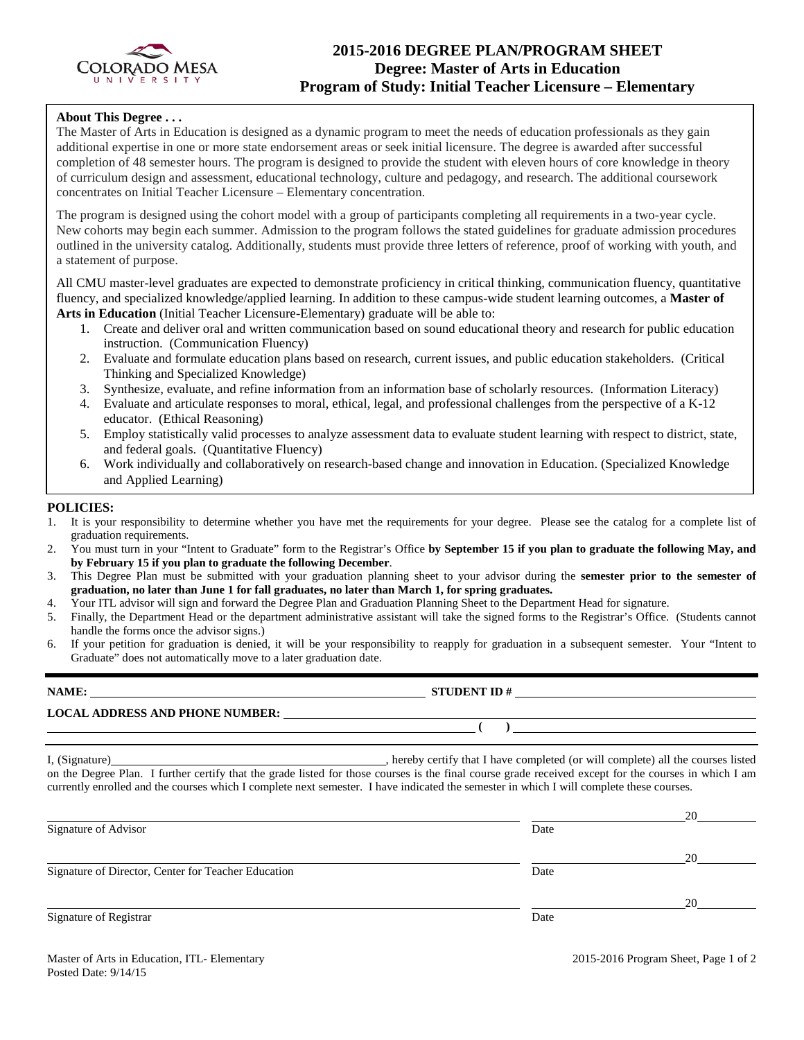# 2015-2016 DEGREE PLAN/PROGRAM SHEET
## Degree: Master of Arts in Education
## Program of Study: Initial Teacher Licensure – Elementary

**About This Degree . . .**

The Master of Arts in Education is designed as a dynamic program to meet the needs of education professionals as they gain additional expertise in one or more state endorsement areas or seek initial licensure. The degree is awarded after successful completion of 48 semester hours. The program is designed to provide the student with eleven hours of core knowledge in theory of curriculum design and assessment, educational technology, culture and pedagogy, and research. The additional coursework concentrates on Initial Teacher Licensure – Elementary concentration.

The program is designed using the cohort model with a group of participants completing all requirements in a two-year cycle. New cohorts may begin each summer. Admission to the program follows the stated guidelines for graduate admission procedures outlined in the university catalog. Additionally, students must provide three letters of reference, proof of working with youth, and a statement of purpose.

All CMU master-level graduates are expected to demonstrate proficiency in critical thinking, communication fluency, quantitative fluency, and specialized knowledge/applied learning. In addition to these campus-wide student learning outcomes, a **Master of Arts in Education** (Initial Teacher Licensure-Elementary) graduate will be able to:

1. Create and deliver oral and written communication based on sound educational theory and research for public education instruction. (Communication Fluency)
2. Evaluate and formulate education plans based on research, current issues, and public education stakeholders. (Critical Thinking and Specialized Knowledge)
3. Synthesize, evaluate, and refine information from an information base of scholarly resources. (Information Literacy)
4. Evaluate and articulate responses to moral, ethical, legal, and professional challenges from the perspective of a K-12 educator. (Ethical Reasoning)
5. Employ statistically valid processes to analyze assessment data to evaluate student learning with respect to district, state, and federal goals. (Quantitative Fluency)
6. Work individually and collaboratively on research-based change and innovation in Education. (Specialized Knowledge and Applied Learning)

**POLICIES:**

1. It is your responsibility to determine whether you have met the requirements for your degree. Please see the catalog for a complete list of graduation requirements.
2. You must turn in your "Intent to Graduate" form to the Registrar's Office **by September 15 if you plan to graduate the following May, and by February 15 if you plan to graduate the following December**.
3. This Degree Plan must be submitted with your graduation planning sheet to your advisor during the **semester prior to the semester of graduation, no later than June 1 for fall graduates, no later than March 1, for spring graduates.**
4. Your ITL advisor will sign and forward the Degree Plan and Graduation Planning Sheet to the Department Head for signature.
5. Finally, the Department Head or the department administrative assistant will take the signed forms to the Registrar's Office. (Students cannot handle the forms once the advisor signs.)
6. If your petition for graduation is denied, it will be your responsibility to reapply for graduation in a subsequent semester. Your "Intent to Graduate" does not automatically move to a later graduation date.

**NAME:** ______________________ **STUDENT ID #** ______________________

**LOCAL ADDRESS AND PHONE NUMBER:** ______________________

______________________ **(    )** ______________________

I, (Signature)______________________, hereby certify that I have completed (or will complete) all the courses listed on the Degree Plan. I further certify that the grade listed for those courses is the final course grade received except for the courses in which I am currently enrolled and the courses which I complete next semester. I have indicated the semester in which I will complete these courses.

______________________ Signature of Advisor ______________ Date 20____

______________________ Signature of Director, Center for Teacher Education ______________ Date 20____

______________________ Signature of Registrar ______________ Date 20____

Master of Arts in Education, ITL- Elementary
Posted Date: 9/14/15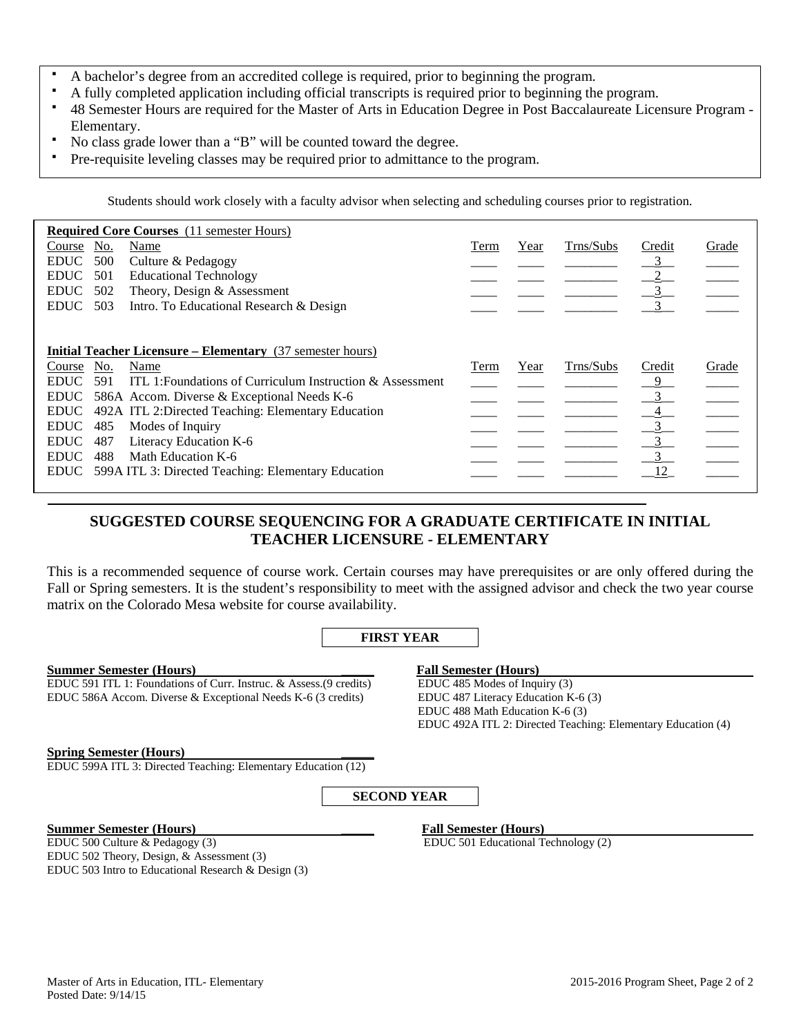- A bachelor's degree from an accredited college is required, prior to beginning the program.
- A fully completed application including official transcripts is required prior to beginning the program.
- 48 Semester Hours are required for the Master of Arts in Education Degree in Post Baccalaureate Licensure Program - Elementary.
- No class grade lower than a "B" will be counted toward the degree.
- Pre-requisite leveling classes may be required prior to admittance to the program.

Students should work closely with a faculty advisor when selecting and scheduling courses prior to registration.

**Required Core Courses** (11 semester Hours)

| Course | No. | Name | Term | Year | Trns/Subs | Credit | Grade |
|---|---|---|---|---|---|---|---|
| EDUC | 500 | Culture & Pedagogy | | | | 3 | |
| EDUC | 501 | Educational Technology | | | | 2 | |
| EDUC | 502 | Theory, Design & Assessment | | | | 3 | |
| EDUC | 503 | Intro. To Educational Research & Design | | | | 3 | |

**Initial Teacher Licensure – Elementary** (37 semester hours)

| Course | No. | Name | Term | Year | Trns/Subs | Credit | Grade |
|---|---|---|---|---|---|---|---|
| EDUC | 591 | ITL 1:Foundations of Curriculum Instruction & Assessment | | | | 9 | |
| EDUC | 586A | Accom. Diverse & Exceptional Needs K-6 | | | | 3 | |
| EDUC | 492A | ITL 2:Directed Teaching: Elementary Education | | | | 4 | |
| EDUC | 485 | Modes of Inquiry | | | | 3 | |
| EDUC | 487 | Literacy Education K-6 | | | | 3 | |
| EDUC | 488 | Math Education K-6 | | | | 3 | |
| EDUC | 599A | ITL 3: Directed Teaching: Elementary Education | | | | 12 | |

## SUGGESTED COURSE SEQUENCING FOR A GRADUATE CERTIFICATE IN INITIAL TEACHER LICENSURE - ELEMENTARY

This is a recommended sequence of course work. Certain courses may have prerequisites or are only offered during the Fall or Spring semesters. It is the student's responsibility to meet with the assigned advisor and check the two year course matrix on the Colorado Mesa website for course availability.

### FIRST YEAR

**Summer Semester (Hours)**

EDUC 591 ITL 1: Foundations of Curr. Instruc. & Assess.(9 credits)
EDUC 586A Accom. Diverse & Exceptional Needs K-6 (3 credits)

**Fall Semester (Hours)**

EDUC 485 Modes of Inquiry (3)
EDUC 487 Literacy Education K-6 (3)
EDUC 488 Math Education K-6 (3)
EDUC 492A ITL 2: Directed Teaching: Elementary Education (4)

**Spring Semester (Hours)**

EDUC 599A ITL 3: Directed Teaching: Elementary Education (12)

### SECOND YEAR

**Summer Semester (Hours)**

EDUC 500 Culture & Pedagogy (3)
EDUC 502 Theory, Design, & Assessment (3)
EDUC 503 Intro to Educational Research & Design (3)

**Fall Semester (Hours)**

EDUC 501 Educational Technology (2)

Master of Arts in Education, ITL- Elementary
Posted Date: 9/14/15